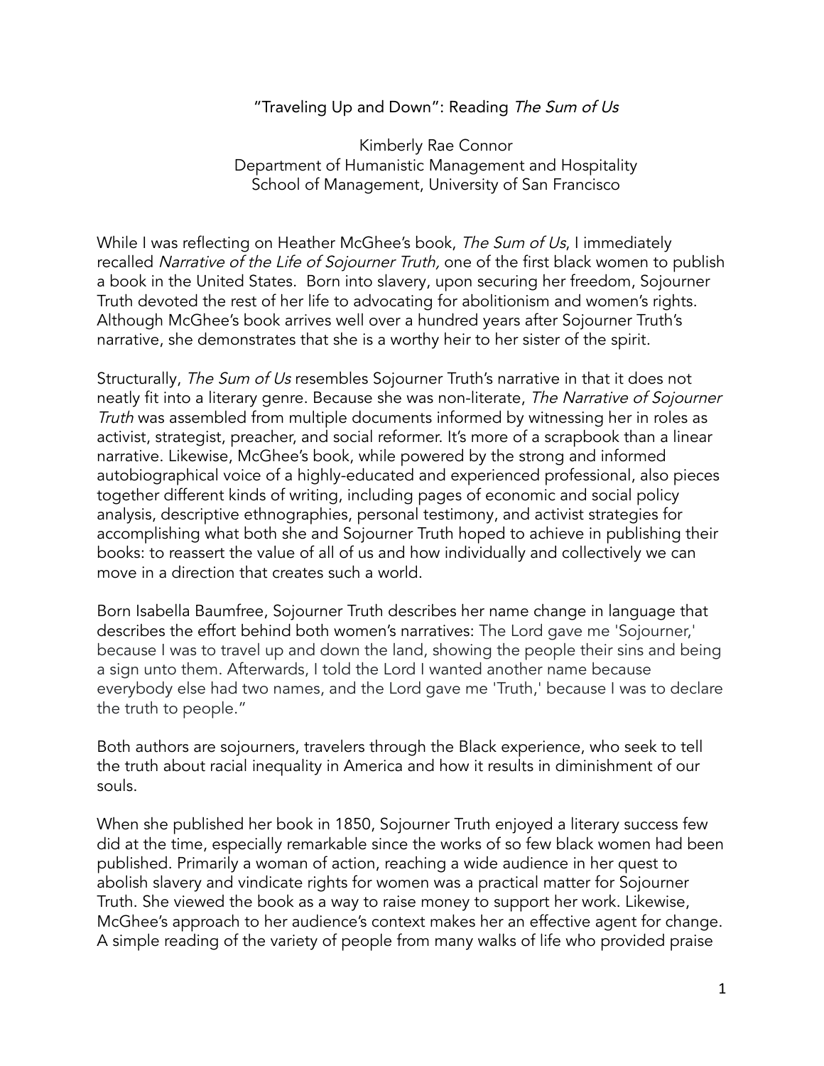# "Traveling Up and Down": Reading *The Sum of Us*

Kimberly Rae Connor
Department of Humanistic Management and Hospitality
School of Management, University of San Francisco

While I was reflecting on Heather McGhee's book, *The Sum of Us*, I immediately recalled *Narrative of the Life of Sojourner Truth,* one of the first black women to publish a book in the United States. Born into slavery, upon securing her freedom, Sojourner Truth devoted the rest of her life to advocating for abolitionism and women's rights. Although McGhee's book arrives well over a hundred years after Sojourner Truth's narrative, she demonstrates that she is a worthy heir to her sister of the spirit.

Structurally, *The Sum of Us* resembles Sojourner Truth's narrative in that it does not neatly fit into a literary genre. Because she was non-literate, *The Narrative of Sojourner Truth* was assembled from multiple documents informed by witnessing her in roles as activist, strategist, preacher, and social reformer. It's more of a scrapbook than a linear narrative. Likewise, McGhee's book, while powered by the strong and informed autobiographical voice of a highly-educated and experienced professional, also pieces together different kinds of writing, including pages of economic and social policy analysis, descriptive ethnographies, personal testimony, and activist strategies for accomplishing what both she and Sojourner Truth hoped to achieve in publishing their books: to reassert the value of all of us and how individually and collectively we can move in a direction that creates such a world.

Born Isabella Baumfree, Sojourner Truth describes her name change in language that describes the effort behind both women's narratives: The Lord gave me 'Sojourner,' because I was to travel up and down the land, showing the people their sins and being a sign unto them. Afterwards, I told the Lord I wanted another name because everybody else had two names, and the Lord gave me 'Truth,' because I was to declare the truth to people."

Both authors are sojourners, travelers through the Black experience, who seek to tell the truth about racial inequality in America and how it results in diminishment of our souls.

When she published her book in 1850, Sojourner Truth enjoyed a literary success few did at the time, especially remarkable since the works of so few black women had been published. Primarily a woman of action, reaching a wide audience in her quest to abolish slavery and vindicate rights for women was a practical matter for Sojourner Truth. She viewed the book as a way to raise money to support her work. Likewise, McGhee's approach to her audience's context makes her an effective agent for change. A simple reading of the variety of people from many walks of life who provided praise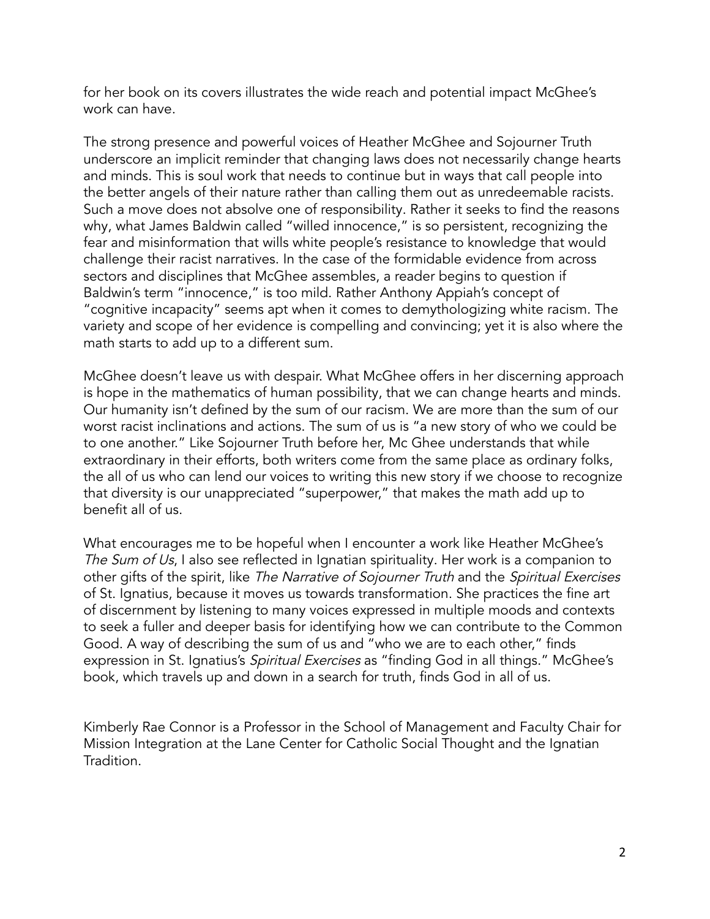for her book on its covers illustrates the wide reach and potential impact McGhee's work can have.

The strong presence and powerful voices of Heather McGhee and Sojourner Truth underscore an implicit reminder that changing laws does not necessarily change hearts and minds. This is soul work that needs to continue but in ways that call people into the better angels of their nature rather than calling them out as unredeemable racists. Such a move does not absolve one of responsibility. Rather it seeks to find the reasons why, what James Baldwin called "willed innocence," is so persistent, recognizing the fear and misinformation that wills white people's resistance to knowledge that would challenge their racist narratives. In the case of the formidable evidence from across sectors and disciplines that McGhee assembles, a reader begins to question if Baldwin's term "innocence," is too mild. Rather Anthony Appiah's concept of "cognitive incapacity" seems apt when it comes to demythologizing white racism. The variety and scope of her evidence is compelling and convincing; yet it is also where the math starts to add up to a different sum.

McGhee doesn't leave us with despair. What McGhee offers in her discerning approach is hope in the mathematics of human possibility, that we can change hearts and minds. Our humanity isn't defined by the sum of our racism. We are more than the sum of our worst racist inclinations and actions. The sum of us is "a new story of who we could be to one another." Like Sojourner Truth before her, Mc Ghee understands that while extraordinary in their efforts, both writers come from the same place as ordinary folks, the all of us who can lend our voices to writing this new story if we choose to recognize that diversity is our unappreciated "superpower," that makes the math add up to benefit all of us.

What encourages me to be hopeful when I encounter a work like Heather McGhee's *The Sum of Us*, I also see reflected in Ignatian spirituality. Her work is a companion to other gifts of the spirit, like *The Narrative of Sojourner Truth* and the *Spiritual Exercises* of St. Ignatius, because it moves us towards transformation. She practices the fine art of discernment by listening to many voices expressed in multiple moods and contexts to seek a fuller and deeper basis for identifying how we can contribute to the Common Good. A way of describing the sum of us and "who we are to each other," finds expression in St. Ignatius's *Spiritual Exercises* as "finding God in all things." McGhee's book, which travels up and down in a search for truth, finds God in all of us.

Kimberly Rae Connor is a Professor in the School of Management and Faculty Chair for Mission Integration at the Lane Center for Catholic Social Thought and the Ignatian Tradition.